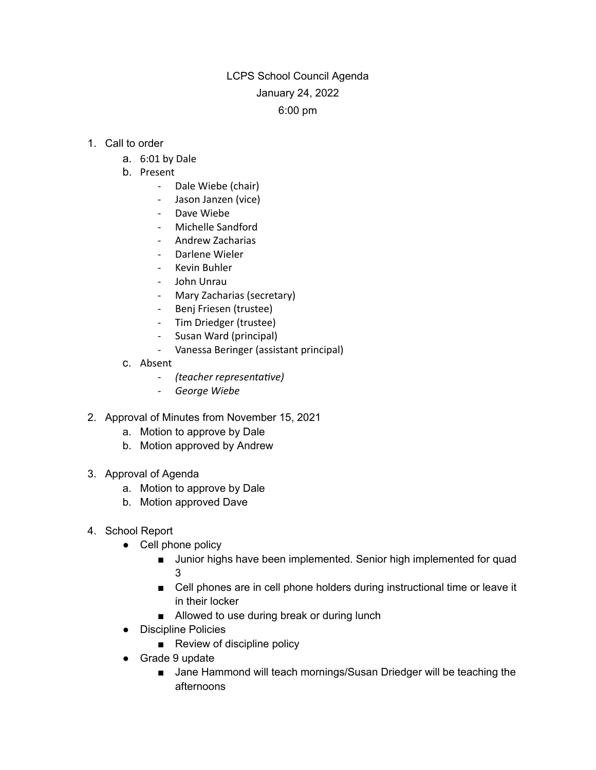LCPS School Council Agenda

January 24, 2022

6:00 pm

1. Call to order
   a. 6:01 by Dale
   b. Present
      - Dale Wiebe (chair)
      - Jason Janzen (vice)
      - Dave Wiebe
      - Michelle Sandford
      - Andrew Zacharias
      - Darlene Wieler
      - Kevin Buhler
      - John Unrau
      - Mary Zacharias (secretary)
      - Benj Friesen (trustee)
      - Tim Driedger (trustee)
      - Susan Ward (principal)
      - Vanessa Beringer (assistant principal)
   c. Absent
      - *(teacher representative)*
      - *George Wiebe*

2. Approval of Minutes from November 15, 2021
   a. Motion to approve by Dale
   b. Motion approved by Andrew

3. Approval of Agenda
   a. Motion to approve by Dale
   b. Motion approved Dave

4. School Report
   - Cell phone policy
     - Junior highs have been implemented. Senior high implemented for quad 3
     - Cell phones are in cell phone holders during instructional time or leave it in their locker
     - Allowed to use during break or during lunch
   - Discipline Policies
     - Review of discipline policy
   - Grade 9 update
     - Jane Hammond will teach mornings/Susan Driedger will be teaching the afternoons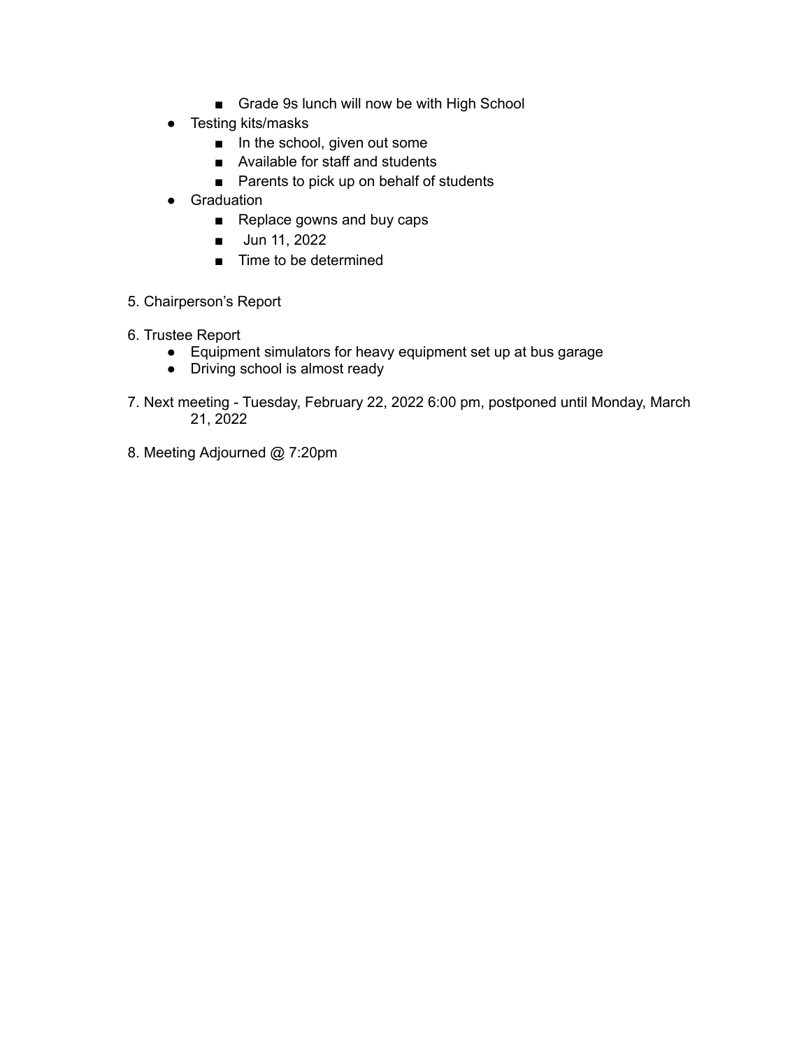- Grade 9s lunch will now be with High School
- Testing kits/masks
    - In the school, given out some
    - Available for staff and students
    - Parents to pick up on behalf of students
- Graduation
    - Replace gowns and buy caps
    - Jun 11, 2022
    - Time to be determined

5. Chairperson's Report

6. Trustee Report
    - Equipment simulators for heavy equipment set up at bus garage
    - Driving school is almost ready

7. Next meeting - Tuesday, February 22, 2022 6:00 pm, postponed until Monday, March 21, 2022

8. Meeting Adjourned @ 7:20pm